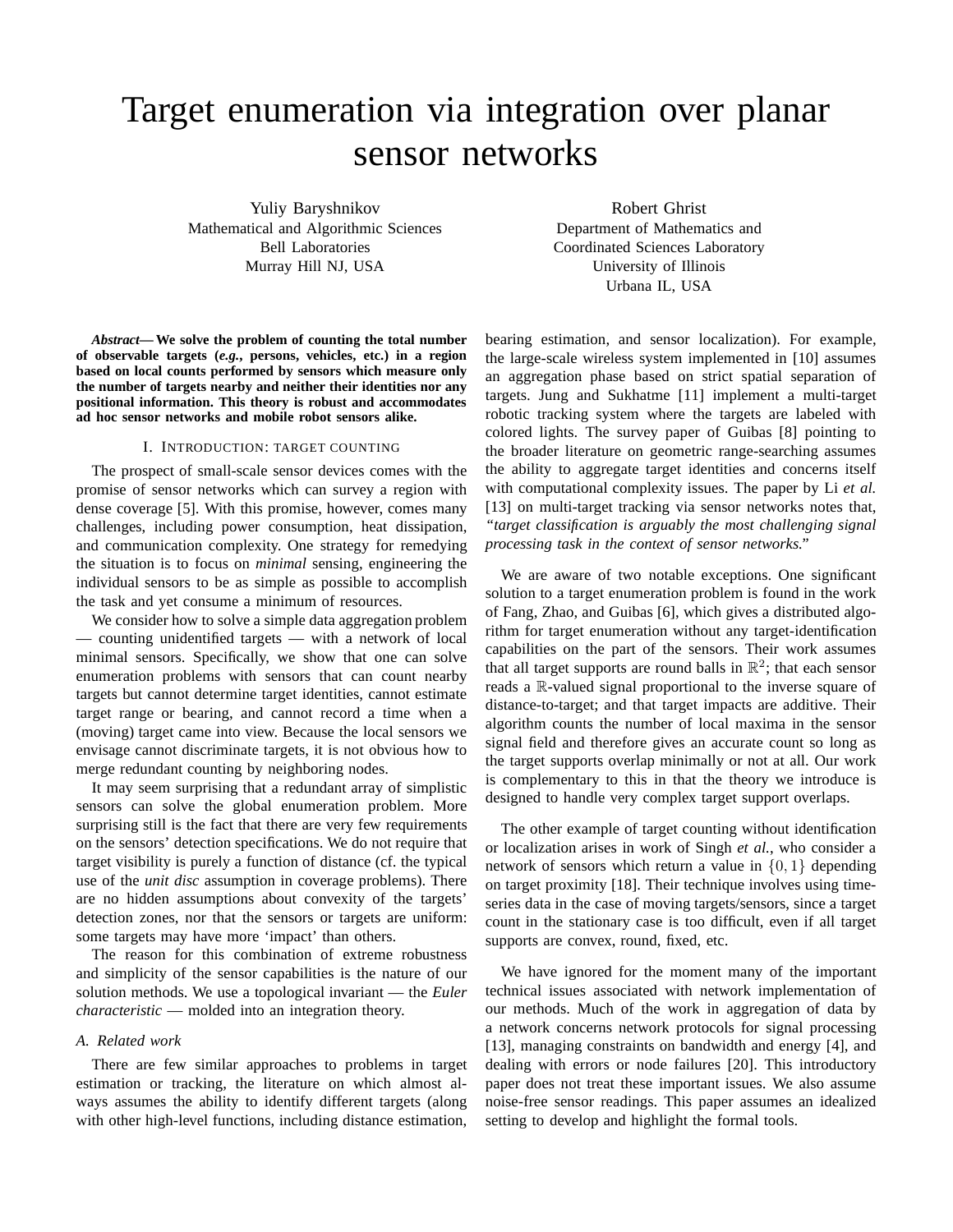# Target enumeration via integration over planar sensor networks

Yuliy Baryshnikov
Mathematical and Algorithmic Sciences
Bell Laboratories
Murray Hill NJ, USA

Robert Ghrist
Department of Mathematics and
Coordinated Sciences Laboratory
University of Illinois
Urbana IL, USA

***Abstract*— We solve the problem of counting the total number of observable targets (*e.g.*, persons, vehicles, etc.) in a region based on local counts performed by sensors which measure only the number of targets nearby and neither their identities nor any positional information. This theory is robust and accommodates ad hoc sensor networks and mobile robot sensors alike.**

## I. Introduction: target counting

The prospect of small-scale sensor devices comes with the promise of sensor networks which can survey a region with dense coverage [5]. With this promise, however, comes many challenges, including power consumption, heat dissipation, and communication complexity. One strategy for remedying the situation is to focus on *minimal* sensing, engineering the individual sensors to be as simple as possible to accomplish the task and yet consume a minimum of resources.

We consider how to solve a simple data aggregation problem — counting unidentified targets — with a network of local minimal sensors. Specifically, we show that one can solve enumeration problems with sensors that can count nearby targets but cannot determine target identities, cannot estimate target range or bearing, and cannot record a time when a (moving) target came into view. Because the local sensors we envisage cannot discriminate targets, it is not obvious how to merge redundant counting by neighboring nodes.

It may seem surprising that a redundant array of simplistic sensors can solve the global enumeration problem. More surprising still is the fact that there are very few requirements on the sensors' detection specifications. We do not require that target visibility is purely a function of distance (cf. the typical use of the *unit disc* assumption in coverage problems). There are no hidden assumptions about convexity of the targets' detection zones, nor that the sensors or targets are uniform: some targets may have more 'impact' than others.

The reason for this combination of extreme robustness and simplicity of the sensor capabilities is the nature of our solution methods. We use a topological invariant — the *Euler characteristic* — molded into an integration theory.

### A. Related work

There are few similar approaches to problems in target estimation or tracking, the literature on which almost always assumes the ability to identify different targets (along with other high-level functions, including distance estimation, bearing estimation, and sensor localization). For example, the large-scale wireless system implemented in [10] assumes an aggregation phase based on strict spatial separation of targets. Jung and Sukhatme [11] implement a multi-target robotic tracking system where the targets are labeled with colored lights. The survey paper of Guibas [8] pointing to the broader literature on geometric range-searching assumes the ability to aggregate target identities and concerns itself with computational complexity issues. The paper by Li *et al.* [13] on multi-target tracking via sensor networks notes that, *"target classification is arguably the most challenging signal processing task in the context of sensor networks."*

We are aware of two notable exceptions. One significant solution to a target enumeration problem is found in the work of Fang, Zhao, and Guibas [6], which gives a distributed algorithm for target enumeration without any target-identification capabilities on the part of the sensors. Their work assumes that all target supports are round balls in $\mathbb{R}^2$; that each sensor reads a $\mathbb{R}$-valued signal proportional to the inverse square of distance-to-target; and that target impacts are additive. Their algorithm counts the number of local maxima in the sensor signal field and therefore gives an accurate count so long as the target supports overlap minimally or not at all. Our work is complementary to this in that the theory we introduce is designed to handle very complex target support overlaps.

The other example of target counting without identification or localization arises in work of Singh *et al.*, who consider a network of sensors which return a value in $\{0, 1\}$ depending on target proximity [18]. Their technique involves using time-series data in the case of moving targets/sensors, since a target count in the stationary case is too difficult, even if all target supports are convex, round, fixed, etc.

We have ignored for the moment many of the important technical issues associated with network implementation of our methods. Much of the work in aggregation of data by a network concerns network protocols for signal processing [13], managing constraints on bandwidth and energy [4], and dealing with errors or node failures [20]. This introductory paper does not treat these important issues. We also assume noise-free sensor readings. This paper assumes an idealized setting to develop and highlight the formal tools.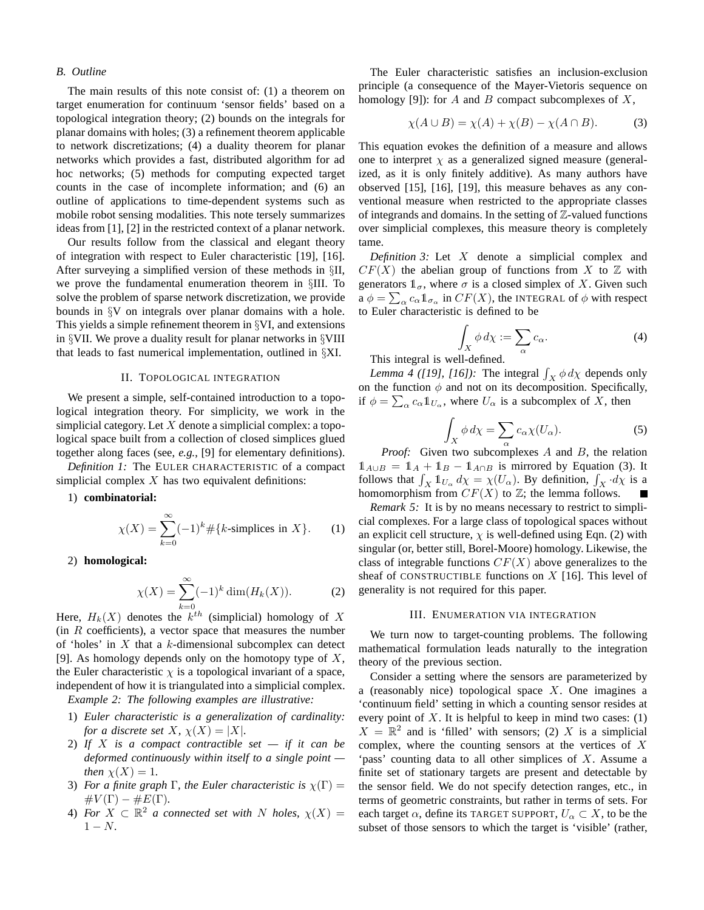### B. Outline

The main results of this note consist of: (1) a theorem on target enumeration for continuum 'sensor fields' based on a topological integration theory; (2) bounds on the integrals for planar domains with holes; (3) a refinement theorem applicable to network discretizations; (4) a duality theorem for planar networks which provides a fast, distributed algorithm for ad hoc networks; (5) methods for computing expected target counts in the case of incomplete information; and (6) an outline of applications to time-dependent systems such as mobile robot sensing modalities. This note tersely summarizes ideas from [1], [2] in the restricted context of a planar network.

Our results follow from the classical and elegant theory of integration with respect to Euler characteristic [19], [16]. After surveying a simplified version of these methods in §II, we prove the fundamental enumeration theorem in §III. To solve the problem of sparse network discretization, we provide bounds in §V on integrals over planar domains with a hole. This yields a simple refinement theorem in §VI, and extensions in §VII. We prove a duality result for planar networks in §VIII that leads to fast numerical implementation, outlined in §XI.

## II. Topological integration

We present a simple, self-contained introduction to a topological integration theory. For simplicity, we work in the simplicial category. Let $X$ denote a simplicial complex: a topological space built from a collection of closed simplices glued together along faces (see, *e.g.*, [9] for elementary definitions).

*Definition 1:* The Euler characteristic of a compact simplicial complex $X$ has two equivalent definitions:

1) **combinatorial:**

$$\chi(X) = \sum_{k=0}^{\infty} (-1)^k \#\{k\text{-simplices in } X\}. \quad (1)$$

2) **homological:**

$$\chi(X) = \sum_{k=0}^{\infty} (-1)^k \dim(H_k(X)). \quad (2)$$

Here, $H_k(X)$ denotes the $k^{th}$ (simplicial) homology of $X$ (in $R$ coefficients), a vector space that measures the number of 'holes' in $X$ that a $k$-dimensional subcomplex can detect [9]. As homology depends only on the homotopy type of $X$, the Euler characteristic $\chi$ is a topological invariant of a space, independent of how it is triangulated into a simplicial complex.

*Example 2: The following examples are illustrative:*

1) *Euler characteristic is a generalization of cardinality: for a discrete set $X$, $\chi(X) = |X|$.*
2) *If $X$ is a compact contractible set — if it can be deformed continuously within itself to a single point — then $\chi(X) = 1$.*
3) *For a finite graph $\Gamma$, the Euler characteristic is $\chi(\Gamma) = \#V(\Gamma) - \#E(\Gamma)$.*
4) *For $X \subset \mathbb{R}^2$ a connected set with $N$ holes, $\chi(X) = 1 - N$.*

The Euler characteristic satisfies an inclusion-exclusion principle (a consequence of the Mayer-Vietoris sequence on homology [9]): for $A$ and $B$ compact subcomplexes of $X$,

$$\chi(A \cup B) = \chi(A) + \chi(B) - \chi(A \cap B). \quad (3)$$

This equation evokes the definition of a measure and allows one to interpret $\chi$ as a generalized signed measure (generalized, as it is only finitely additive). As many authors have observed [15], [16], [19], this measure behaves as any conventional measure when restricted to the appropriate classes of integrands and domains. In the setting of $\mathbb{Z}$-valued functions over simplicial complexes, this measure theory is completely tame.

*Definition 3:* Let $X$ denote a simplicial complex and $CF(X)$ the abelian group of functions from $X$ to $\mathbb{Z}$ with generators $\mathbb{1}_\sigma$, where $\sigma$ is a closed simplex of $X$. Given such a $\phi = \sum_\alpha c_\alpha \mathbb{1}_{\sigma_\alpha}$ in $CF(X)$, the integral of $\phi$ with respect to Euler characteristic is defined to be

$$\int_X \phi \, d\chi := \sum_\alpha c_\alpha. \quad (4)$$

This integral is well-defined.

*Lemma 4 ([19], [16]):* The integral $\int_X \phi \, d\chi$ depends only on the function $\phi$ and not on its decomposition. Specifically, if $\phi = \sum_\alpha c_\alpha \mathbb{1}_{U_\alpha}$, where $U_\alpha$ is a subcomplex of $X$, then

$$\int_X \phi \, d\chi = \sum_\alpha c_\alpha \chi(U_\alpha). \quad (5)$$

*Proof:* Given two subcomplexes $A$ and $B$, the relation $\mathbb{1}_{A\cup B} = \mathbb{1}_A + \mathbb{1}_B - \mathbb{1}_{A\cap B}$ is mirrored by Equation (3). It follows that $\int_X \mathbb{1}_{U_\alpha} \, d\chi = \chi(U_\alpha)$. By definition, $\int_X \cdot d\chi$ is a homomorphism from $CF(X)$ to $\mathbb{Z}$; the lemma follows. ∎

*Remark 5:* It is by no means necessary to restrict to simplicial complexes. For a large class of topological spaces without an explicit cell structure, $\chi$ is well-defined using Eqn. (2) with singular (or, better still, Borel-Moore) homology. Likewise, the class of integrable functions $CF(X)$ above generalizes to the sheaf of constructible functions on $X$ [16]. This level of generality is not required for this paper.

## III. Enumeration via integration

We turn now to target-counting problems. The following mathematical formulation leads naturally to the integration theory of the previous section.

Consider a setting where the sensors are parameterized by a (reasonably nice) topological space $X$. One imagines a 'continuum field' setting in which a counting sensor resides at every point of $X$. It is helpful to keep in mind two cases: (1) $X = \mathbb{R}^2$ and is 'filled' with sensors; (2) $X$ is a simplicial complex, where the counting sensors at the vertices of $X$ 'pass' counting data to all other simplices of $X$. Assume a finite set of stationary targets are present and detectable by the sensor field. We do not specify detection ranges, etc., in terms of geometric constraints, but rather in terms of sets. For each target $\alpha$, define its target support, $U_\alpha \subset X$, to be the subset of those sensors to which the target is 'visible' (rather,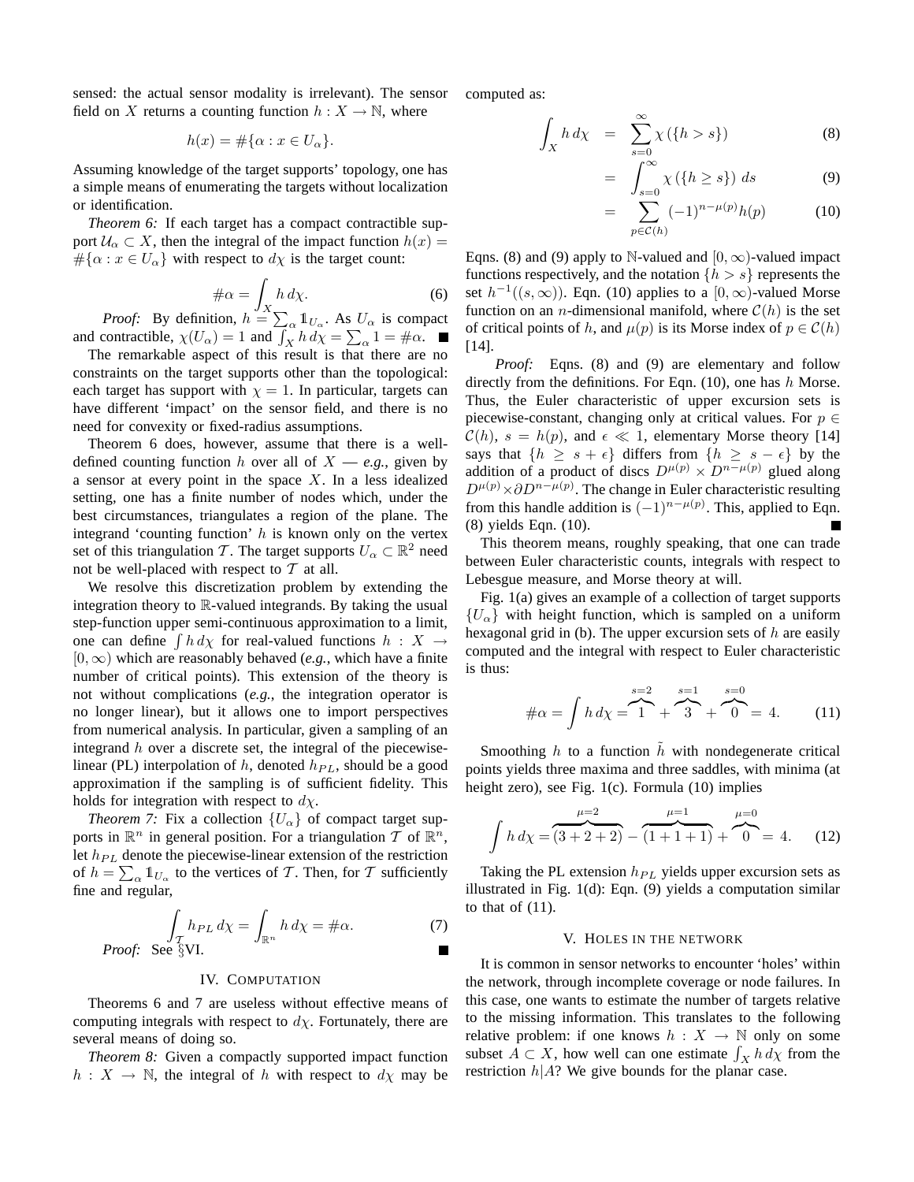sensed: the actual sensor modality is irrelevant). The sensor field on $X$ returns a counting function $h : X \to \mathbb{N}$, where

$$h(x) = \#\{\alpha : x \in U_\alpha\}.$$

Assuming knowledge of the target supports' topology, one has a simple means of enumerating the targets without localization or identification.

*Theorem 6:* If each target has a compact contractible support $\mathcal{U}_\alpha \subset X$, then the integral of the impact function $h(x) = \#\{\alpha : x \in U_\alpha\}$ with respect to $d\chi$ is the target count:

$$\#\alpha = \int_X h\, d\chi. \tag{6}$$

*Proof:* By definition, $h = \sum_\alpha \mathbb{1}_{U_\alpha}$. As $U_\alpha$ is compact and contractible, $\chi(U_\alpha) = 1$ and $\int_X h\, d\chi = \sum_\alpha 1 = \#\alpha$. ■

The remarkable aspect of this result is that there are no constraints on the target supports other than the topological: each target has support with $\chi = 1$. In particular, targets can have different 'impact' on the sensor field, and there is no need for convexity or fixed-radius assumptions.

Theorem 6 does, however, assume that there is a well-defined counting function $h$ over all of $X$ — *e.g.*, given by a sensor at every point in the space $X$. In a less idealized setting, one has a finite number of nodes which, under the best circumstances, triangulates a region of the plane. The integrand 'counting function' $h$ is known only on the vertex set of this triangulation $\mathcal{T}$. The target supports $U_\alpha \subset \mathbb{R}^2$ need not be well-placed with respect to $\mathcal{T}$ at all.

We resolve this discretization problem by extending the integration theory to $\mathbb{R}$-valued integrands. By taking the usual step-function upper semi-continuous approximation to a limit, one can define $\int h\, d\chi$ for real-valued functions $h : X \to [0, \infty)$ which are reasonably behaved (*e.g.*, which have a finite number of critical points). This extension of the theory is not without complications (*e.g.*, the integration operator is no longer linear), but it allows one to import perspectives from numerical analysis. In particular, given a sampling of an integrand $h$ over a discrete set, the integral of the piecewise-linear (PL) interpolation of $h$, denoted $h_{PL}$, should be a good approximation if the sampling is of sufficient fidelity. This holds for integration with respect to $d\chi$.

*Theorem 7:* Fix a collection $\{U_\alpha\}$ of compact target supports in $\mathbb{R}^n$ in general position. For a triangulation $\mathcal{T}$ of $\mathbb{R}^n$, let $h_{PL}$ denote the piecewise-linear extension of the restriction of $h = \sum_\alpha \mathbb{1}_{U_\alpha}$ to the vertices of $\mathcal{T}$. Then, for $\mathcal{T}$ sufficiently fine and regular,

$$\int_{\mathcal{T}} h_{PL}\, d\chi = \int_{\mathbb{R}^n} h\, d\chi = \#\alpha. \tag{7}$$

*Proof:* See §VI. ■

## IV. Computation

Theorems 6 and 7 are useless without effective means of computing integrals with respect to $d\chi$. Fortunately, there are several means of doing so.

*Theorem 8:* Given a compactly supported impact function $h : X \to \mathbb{N}$, the integral of $h$ with respect to $d\chi$ may be computed as:

$$\int_X h\, d\chi = \sum_{s=0}^{\infty} \chi\left(\{h > s\}\right) \tag{8}$$

$$= \int_{s=0}^{\infty} \chi\left(\{h \geq s\}\right)\, ds \tag{9}$$

$$= \sum_{p \in \mathcal{C}(h)} (-1)^{n-\mu(p)} h(p) \tag{10}$$

Eqns. (8) and (9) apply to $\mathbb{N}$-valued and $[0, \infty)$-valued impact functions respectively, and the notation $\{h > s\}$ represents the set $h^{-1}((s, \infty))$. Eqn. (10) applies to a $[0, \infty)$-valued Morse function on an $n$-dimensional manifold, where $\mathcal{C}(h)$ is the set of critical points of $h$, and $\mu(p)$ is its Morse index of $p \in \mathcal{C}(h)$ [14].

*Proof:* Eqns. (8) and (9) are elementary and follow directly from the definitions. For Eqn. (10), one has $h$ Morse. Thus, the Euler characteristic of upper excursion sets is piecewise-constant, changing only at critical values. For $p \in \mathcal{C}(h)$, $s = h(p)$, and $\epsilon \ll 1$, elementary Morse theory [14] says that $\{h \geq s + \epsilon\}$ differs from $\{h \geq s - \epsilon\}$ by the addition of a product of discs $D^{\mu(p)} \times D^{n-\mu(p)}$ glued along $D^{\mu(p)} \times \partial D^{n-\mu(p)}$. The change in Euler characteristic resulting from this handle addition is $(-1)^{n-\mu(p)}$. This, applied to Eqn. (8) yields Eqn. (10). ■

This theorem means, roughly speaking, that one can trade between Euler characteristic counts, integrals with respect to Lebesgue measure, and Morse theory at will.

Fig. 1(a) gives an example of a collection of target supports $\{U_\alpha\}$ with height function, which is sampled on a uniform hexagonal grid in (b). The upper excursion sets of $h$ are easily computed and the integral with respect to Euler characteristic is thus:

$$\#\alpha = \int h\, d\chi = \overbrace{1}^{s=2} + \overbrace{3}^{s=1} + \overbrace{0}^{s=0} = 4. \tag{11}$$

Smoothing $h$ to a function $\tilde{h}$ with nondegenerate critical points yields three maxima and three saddles, with minima (at height zero), see Fig. 1(c). Formula (10) implies

$$\int h\, d\chi = \overbrace{(3+2+2)}^{\mu=2} - \overbrace{(1+1+1)}^{\mu=1} + \overbrace{0}^{\mu=0} = 4. \tag{12}$$

Taking the PL extension $h_{PL}$ yields upper excursion sets as illustrated in Fig. 1(d): Eqn. (9) yields a computation similar to that of (11).

## V. Holes in the Network

It is common in sensor networks to encounter 'holes' within the network, through incomplete coverage or node failures. In this case, one wants to estimate the number of targets relative to the missing information. This translates to the following relative problem: if one knows $h : X \to \mathbb{N}$ only on some subset $A \subset X$, how well can one estimate $\int_X h\, d\chi$ from the restriction $h|A$? We give bounds for the planar case.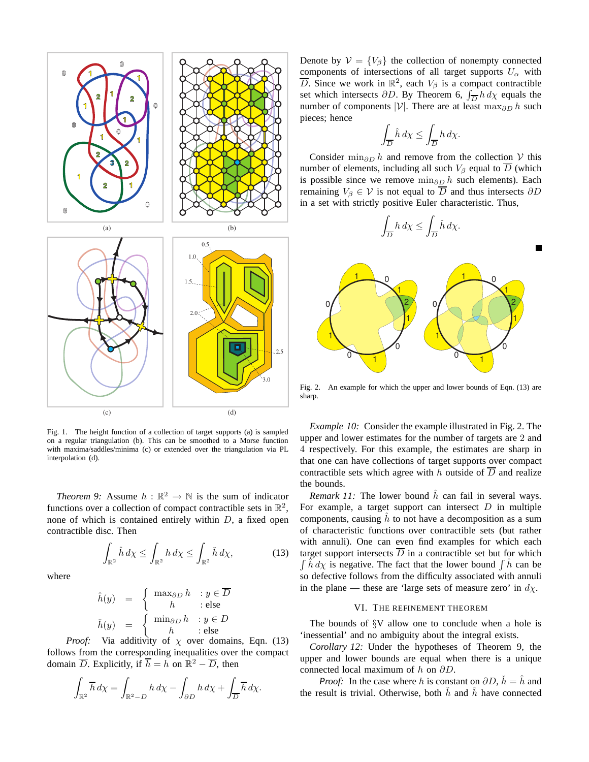Fig. 1. The height function of a collection of target supports (a) is sampled on a regular triangulation (b). This can be smoothed to a Morse function with maxima/saddles/minima (c) or extended over the triangulation via PL interpolation (d).

*Theorem 9:* Assume $h : \mathbb{R}^2 \to \mathbb{N}$ is the sum of indicator functions over a collection of compact contractible sets in $\mathbb{R}^2$, none of which is contained entirely within $D$, a fixed open contractible disc. Then

$$\int_{\mathbb{R}^2} \hat{h}\, d\chi \leq \int_{\mathbb{R}^2} h\, d\chi \leq \int_{\mathbb{R}^2} \check{h}\, d\chi, \tag{13}$$

where

$$\hat{h}(y) = \begin{cases} \max_{\partial D} h & : y \in \overline{D} \\ h & : \text{else} \end{cases}$$

$$\check{h}(y) = \begin{cases} \min_{\partial D} h & : y \in D \\ h & : \text{else} \end{cases}$$

*Proof:* Via additivity of $\chi$ over domains, Eqn. (13) follows from the corresponding inequalities over the compact domain $\overline{D}$. Explicitly, if $\overline{h} = h$ on $\mathbb{R}^2 - \overline{D}$, then

$$\int_{\mathbb{R}^2} \overline{h}\, d\chi = \int_{\mathbb{R}^2 - D} h\, d\chi - \int_{\partial D} h\, d\chi + \int_{\overline{D}} \overline{h}\, d\chi.$$

Denote by $\mathcal{V} = \{V_\beta\}$ the collection of nonempty connected components of intersections of all target supports $U_\alpha$ with $\overline{D}$. Since we work in $\mathbb{R}^2$, each $V_\beta$ is a compact contractible set which intersects $\partial D$. By Theorem 6, $\int_{\overline{D}} h\, d\chi$ equals the number of components $|\mathcal{V}|$. There are at least $\max_{\partial D} h$ such pieces; hence

$$\int_{\overline{D}} \hat{h}\, d\chi \leq \int_{\overline{D}} h\, d\chi.$$

Consider $\min_{\partial D} h$ and remove from the collection $\mathcal{V}$ this number of elements, including all such $V_\beta$ equal to $\overline{D}$ (which is possible since we remove $\min_{\partial D} h$ such elements). Each remaining $V_\beta \in \mathcal{V}$ is not equal to $\overline{D}$ and thus intersects $\partial D$ in a set with strictly positive Euler characteristic. Thus,

$$\int_{\overline{D}} h\, d\chi \leq \int_{\overline{D}} \check{h}\, d\chi.$$

■

Fig. 2. An example for which the upper and lower bounds of Eqn. (13) are sharp.

*Example 10:* Consider the example illustrated in Fig. 2. The upper and lower estimates for the number of targets are 2 and 4 respectively. For this example, the estimates are sharp in that one can have collections of target supports over compact contractible sets which agree with $h$ outside of $\overline{D}$ and realize the bounds.

*Remark 11:* The lower bound $\hat{h}$ can fail in several ways. For example, a target support can intersect $D$ in multiple components, causing $\hat{h}$ to not have a decomposition as a sum of characteristic functions over contractible sets (but rather with annuli). One can even find examples for which each target support intersects $\overline{D}$ in a contractible set but for which $\int \hat{h}\, d\chi$ is negative. The fact that the lower bound $\int \hat{h}$ can be so defective follows from the difficulty associated with annuli in the plane — these are 'large sets of measure zero' in $d\chi$.

## VI. The Refinement Theorem

The bounds of §V allow one to conclude when a hole is 'inessential' and no ambiguity about the integral exists.

*Corollary 12:* Under the hypotheses of Theorem 9, the upper and lower bounds are equal when there is a unique connected local maximum of $h$ on $\partial D$.

*Proof:* In the case where $h$ is constant on $\partial D$, $\check{h} = \hat{h}$ and the result is trivial. Otherwise, both $\check{h}$ and $\hat{h}$ have connected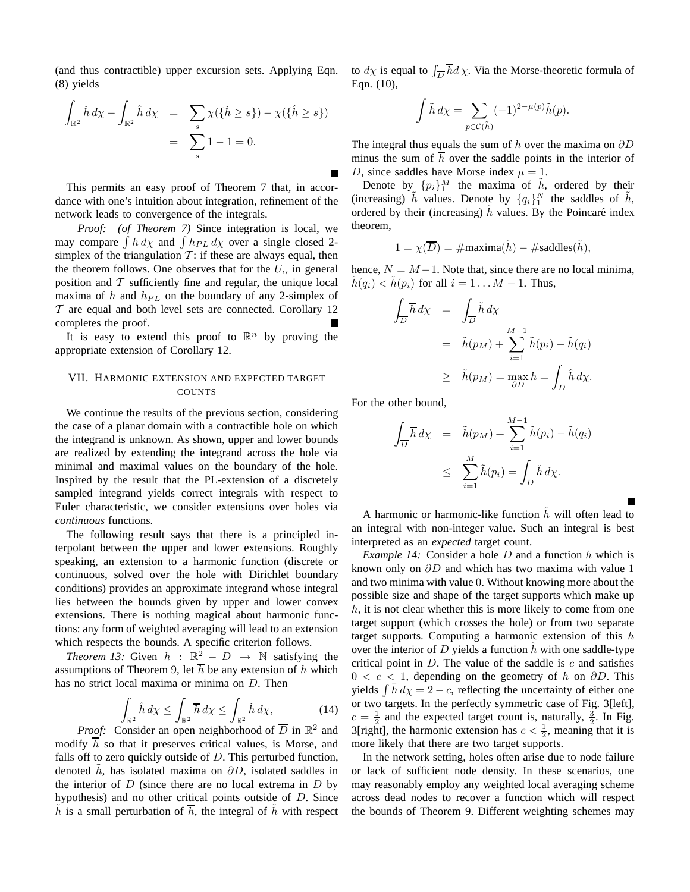(and thus contractible) upper excursion sets. Applying Eqn. (8) yields

$$
\begin{aligned}
\int_{\mathbb{R}^2} \check{h}\, d\chi - \int_{\mathbb{R}^2} \hat{h}\, d\chi &= \sum_s \chi(\{\check{h} \geq s\}) - \chi(\{\hat{h} \geq s\}) \\
&= \sum_s 1 - 1 = 0.
\end{aligned}
$$

■

This permits an easy proof of Theorem 7 that, in accordance with one's intuition about integration, refinement of the network leads to convergence of the integrals.

*Proof: (of Theorem 7)* Since integration is local, we may compare $\int h\, d\chi$ and $\int h_{PL}\, d\chi$ over a single closed 2-simplex of the triangulation $\mathcal{T}$: if these are always equal, then the theorem follows. One observes that for the $U_\alpha$ in general position and $\mathcal{T}$ sufficiently fine and regular, the unique local maxima of $h$ and $h_{PL}$ on the boundary of any 2-simplex of $\mathcal{T}$ are equal and both level sets are connected. Corollary 12 completes the proof. ■

It is easy to extend this proof to $\mathbb{R}^n$ by proving the appropriate extension of Corollary 12.

## VII. Harmonic extension and expected target counts

We continue the results of the previous section, considering the case of a planar domain with a contractible hole on which the integrand is unknown. As shown, upper and lower bounds are realized by extending the integrand across the hole via minimal and maximal values on the boundary of the hole. Inspired by the result that the PL-extension of a discretely sampled integrand yields correct integrals with respect to Euler characteristic, we consider extensions over holes via *continuous* functions.

The following result says that there is a principled interpolant between the upper and lower extensions. Roughly speaking, an extension to a harmonic function (discrete or continuous, solved over the hole with Dirichlet boundary conditions) provides an approximate integrand whose integral lies between the bounds given by upper and lower convex extensions. There is nothing magical about harmonic functions: any form of weighted averaging will lead to an extension which respects the bounds. A specific criterion follows.

*Theorem 13:* Given $h : \mathbb{R}^2 - D \to \mathbb{N}$ satisfying the assumptions of Theorem 9, let $\overline{h}$ be any extension of $h$ which has no strict local maxima or minima on $D$. Then

$$
\int_{\mathbb{R}^2} \hat{h}\, d\chi \leq \int_{\mathbb{R}^2} \overline{h}\, d\chi \leq \int_{\mathbb{R}^2} \check{h}\, d\chi, \tag{14}
$$

*Proof:* Consider an open neighborhood of $\overline{D}$ in $\mathbb{R}^2$ and modify $\overline{h}$ so that it preserves critical values, is Morse, and falls off to zero quickly outside of $D$. This perturbed function, denoted $\tilde{h}$, has isolated maxima on $\partial D$, isolated saddles in the interior of $D$ (since there are no local extrema in $D$ by hypothesis) and no other critical points outside of $D$. Since $\tilde{h}$ is a small perturbation of $\overline{h}$, the integral of $\tilde{h}$ with respect to $d\chi$ is equal to $\int_{\overline{D}} \overline{h} d\chi$. Via the Morse-theoretic formula of Eqn. (10),

$$
\int \tilde{h}\, d\chi = \sum_{p \in \mathcal{C}(\tilde{h})} (-1)^{2-\mu(p)} \tilde{h}(p).
$$

The integral thus equals the sum of $h$ over the maxima on $\partial D$ minus the sum of $\overline{h}$ over the saddle points in the interior of $D$, since saddles have Morse index $\mu = 1$.

Denote by $\{p_i\}_1^M$ the maxima of $\tilde{h}$, ordered by their (increasing) $\tilde{h}$ values. Denote by $\{q_i\}_1^N$ the saddles of $\tilde{h}$, ordered by their (increasing) $\tilde{h}$ values. By the Poincaré index theorem,

$$
1 = \chi(\overline{D}) = \#\text{maxima}(\tilde{h}) - \#\text{saddles}(\tilde{h}),
$$

hence, $N = M - 1$. Note that, since there are no local minima, $\tilde{h}(q_i) < \tilde{h}(p_i)$ for all $i = 1 \ldots M-1$. Thus,

$$
\begin{aligned}
\int_{\overline{D}} \overline{h}\, d\chi &= \int_{\overline{D}} \tilde{h}\, d\chi \\
&= \tilde{h}(p_M) + \sum_{i=1}^{M-1} \tilde{h}(p_i) - \tilde{h}(q_i) \\
&\geq \tilde{h}(p_M) = \max_{\partial D} h = \int_{\overline{D}} \hat{h}\, d\chi.
\end{aligned}
$$

For the other bound,

$$
\begin{aligned}
\int_{\overline{D}} \overline{h}\, d\chi &= \tilde{h}(p_M) + \sum_{i=1}^{M-1} \tilde{h}(p_i) - \tilde{h}(q_i) \\
&\leq \sum_{i=1}^{M} \tilde{h}(p_i) = \int_{\overline{D}} \check{h}\, d\chi.
\end{aligned}
$$

■

A harmonic or harmonic-like function $\tilde{h}$ will often lead to an integral with non-integer value. Such an integral is best interpreted as an *expected* target count.

*Example 14:* Consider a hole $D$ and a function $h$ which is known only on $\partial D$ and which has two maxima with value $1$ and two minima with value $0$. Without knowing more about the possible size and shape of the target supports which make up $h$, it is not clear whether this is more likely to come from one target support (which crosses the hole) or from two separate target supports. Computing a harmonic extension of this $h$ over the interior of $D$ yields a function $\tilde{h}$ with one saddle-type critical point in $D$. The value of the saddle is $c$ and satisfies $0 < c < 1$, depending on the geometry of $h$ on $\partial D$. This yields $\int \bar{h}\, d\chi = 2 - c$, reflecting the uncertainty of either one or two targets. In the perfectly symmetric case of Fig. 3[left], $c = \frac{1}{2}$ and the expected target count is, naturally, $\frac{3}{2}$. In Fig. 3[right], the harmonic extension has $c < \frac{1}{2}$, meaning that it is more likely that there are two target supports.

In the network setting, holes often arise due to node failure or lack of sufficient node density. In these scenarios, one may reasonably employ any weighted local averaging scheme across dead nodes to recover a function which will respect the bounds of Theorem 9. Different weighting schemes may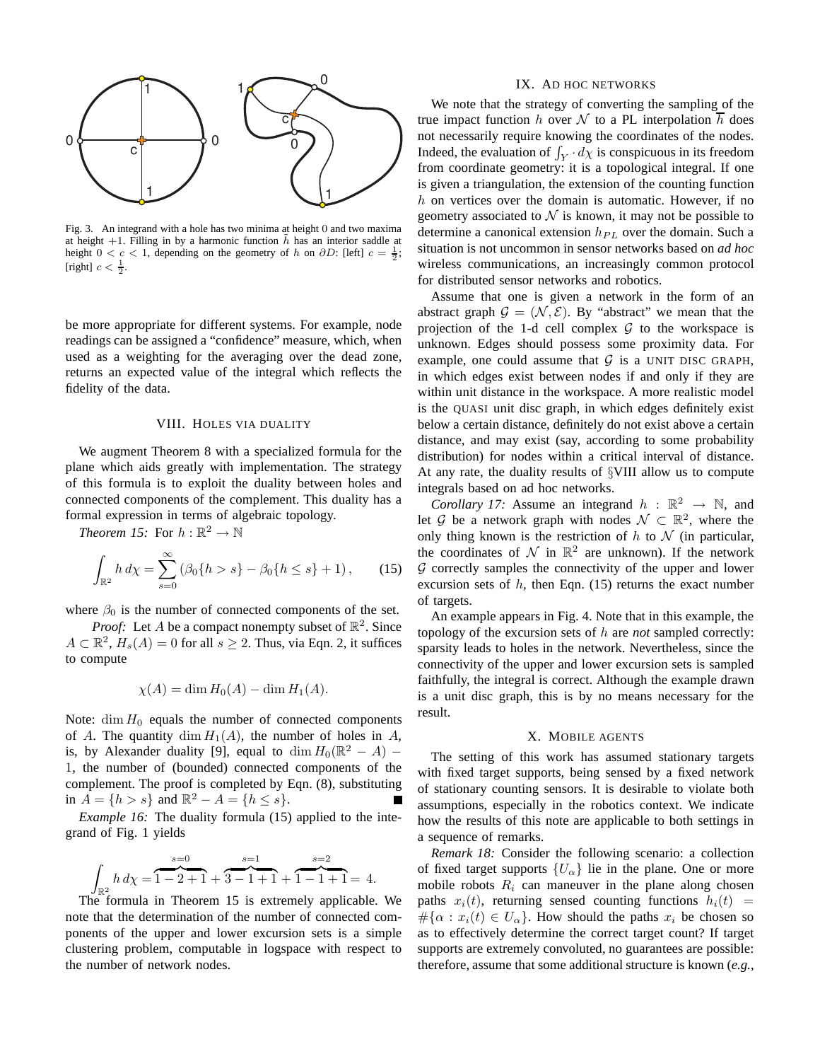Fig. 3. An integrand with a hole has two minima at height 0 and two maxima at height +1. Filling in by a harmonic function $\bar{h}$ has an interior saddle at height $0 < c < 1$, depending on the geometry of $h$ on $\partial D$: [left] $c = \frac{1}{2}$; [right] $c < \frac{1}{2}$.

be more appropriate for different systems. For example, node readings can be assigned a "confidence" measure, which, when used as a weighting for the averaging over the dead zone, returns an expected value of the integral which reflects the fidelity of the data.

## VIII. Holes via duality

We augment Theorem 8 with a specialized formula for the plane which aids greatly with implementation. The strategy of this formula is to exploit the duality between holes and connected components of the complement. This duality has a formal expression in terms of algebraic topology.

*Theorem 15:* For $h : \mathbb{R}^2 \to \mathbb{N}$

$$\int_{\mathbb{R}^2} h \, d\chi = \sum_{s=0}^{\infty} \left( \beta_0\{h > s\} - \beta_0\{h \leq s\} + 1 \right), \qquad (15)$$

where $\beta_0$ is the number of connected components of the set.

*Proof:* Let $A$ be a compact nonempty subset of $\mathbb{R}^2$. Since $A \subset \mathbb{R}^2$, $H_s(A) = 0$ for all $s \geq 2$. Thus, via Eqn. 2, it suffices to compute

$$\chi(A) = \dim H_0(A) - \dim H_1(A).$$

Note: $\dim H_0$ equals the number of connected components of $A$. The quantity $\dim H_1(A)$, the number of holes in $A$, is, by Alexander duality [9], equal to $\dim H_0(\mathbb{R}^2 - A) - 1$, the number of (bounded) connected components of the complement. The proof is completed by Eqn. (8), substituting in $A = \{h > s\}$ and $\mathbb{R}^2 - A = \{h \leq s\}$. ∎

*Example 16:* The duality formula (15) applied to the integrand of Fig. 1 yields

$$\int_{\mathbb{R}^2} h \, d\chi = \overbrace{1 - 2 + 1}^{s=0} + \overbrace{3 - 1 + 1}^{s=1} + \overbrace{1 - 1 + 1}^{s=2} = 4.$$

The formula in Theorem 15 is extremely applicable. We note that the determination of the number of connected components of the upper and lower excursion sets is a simple clustering problem, computable in logspace with respect to the number of network nodes.

## IX. Ad hoc networks

We note that the strategy of converting the sampling of the true impact function $h$ over $\mathcal{N}$ to a PL interpolation $\overline{h}$ does not necessarily require knowing the coordinates of the nodes. Indeed, the evaluation of $\int_Y \cdot \, d\chi$ is conspicuous in its freedom from coordinate geometry: it is a topological integral. If one is given a triangulation, the extension of the counting function $h$ on vertices over the domain is automatic. However, if no geometry associated to $\mathcal{N}$ is known, it may not be possible to determine a canonical extension $h_{PL}$ over the domain. Such a situation is not uncommon in sensor networks based on *ad hoc* wireless communications, an increasingly common protocol for distributed sensor networks and robotics.

Assume that one is given a network in the form of an abstract graph $\mathcal{G} = (\mathcal{N}, \mathcal{E})$. By "abstract" we mean that the projection of the 1-d cell complex $\mathcal{G}$ to the workspace is unknown. Edges should possess some proximity data. For example, one could assume that $\mathcal{G}$ is a UNIT DISC GRAPH, in which edges exist between nodes if and only if they are within unit distance in the workspace. A more realistic model is the QUASI unit disc graph, in which edges definitely exist below a certain distance, definitely do not exist above a certain distance, and may exist (say, according to some probability distribution) for nodes within a critical interval of distance. At any rate, the duality results of §VIII allow us to compute integrals based on ad hoc networks.

*Corollary 17:* Assume an integrand $h : \mathbb{R}^2 \to \mathbb{N}$, and let $\mathcal{G}$ be a network graph with nodes $\mathcal{N} \subset \mathbb{R}^2$, where the only thing known is the restriction of $h$ to $\mathcal{N}$ (in particular, the coordinates of $\mathcal{N}$ in $\mathbb{R}^2$ are unknown). If the network $\mathcal{G}$ correctly samples the connectivity of the upper and lower excursion sets of $h$, then Eqn. (15) returns the exact number of targets.

An example appears in Fig. 4. Note that in this example, the topology of the excursion sets of $h$ are *not* sampled correctly: sparsity leads to holes in the network. Nevertheless, since the connectivity of the upper and lower excursion sets is sampled faithfully, the integral is correct. Although the example drawn is a unit disc graph, this is by no means necessary for the result.

## X. Mobile agents

The setting of this work has assumed stationary targets with fixed target supports, being sensed by a fixed network of stationary counting sensors. It is desirable to violate both assumptions, especially in the robotics context. We indicate how the results of this note are applicable to both settings in a sequence of remarks.

*Remark 18:* Consider the following scenario: a collection of fixed target supports $\{U_\alpha\}$ lie in the plane. One or more mobile robots $R_i$ can maneuver in the plane along chosen paths $x_i(t)$, returning sensed counting functions $h_i(t) = \#\{\alpha : x_i(t) \in U_\alpha\}$. How should the paths $x_i$ be chosen so as to effectively determine the correct target count? If target supports are extremely convoluted, no guarantees are possible: therefore, assume that some additional structure is known (*e.g.*,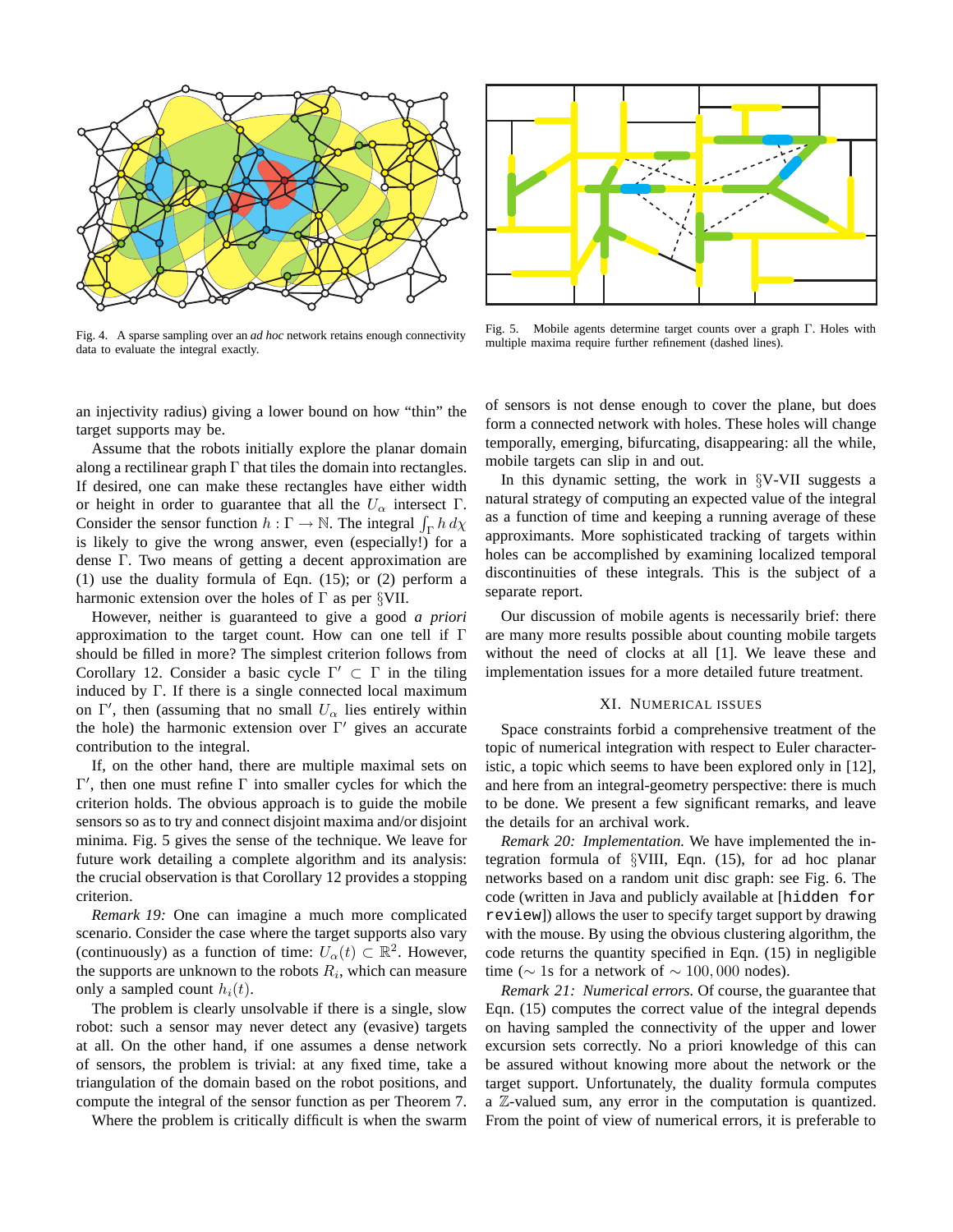Fig. 4. A sparse sampling over an *ad hoc* network retains enough connectivity data to evaluate the integral exactly.

Fig. 5. Mobile agents determine target counts over a graph $\Gamma$. Holes with multiple maxima require further refinement (dashed lines).

an injectivity radius) giving a lower bound on how "thin" the target supports may be.

Assume that the robots initially explore the planar domain along a rectilinear graph $\Gamma$ that tiles the domain into rectangles. If desired, one can make these rectangles have either width or height in order to guarantee that all the $U_\alpha$ intersect $\Gamma$. Consider the sensor function $h : \Gamma \to \mathbb{N}$. The integral $\int_\Gamma h \, d\chi$ is likely to give the wrong answer, even (especially!) for a dense $\Gamma$. Two means of getting a decent approximation are (1) use the duality formula of Eqn. (15); or (2) perform a harmonic extension over the holes of $\Gamma$ as per §VII.

However, neither is guaranteed to give a good *a priori* approximation to the target count. How can one tell if $\Gamma$ should be filled in more? The simplest criterion follows from Corollary 12. Consider a basic cycle $\Gamma' \subset \Gamma$ in the tiling induced by $\Gamma$. If there is a single connected local maximum on $\Gamma'$, then (assuming that no small $U_\alpha$ lies entirely within the hole) the harmonic extension over $\Gamma'$ gives an accurate contribution to the integral.

If, on the other hand, there are multiple maximal sets on $\Gamma'$, then one must refine $\Gamma$ into smaller cycles for which the criterion holds. The obvious approach is to guide the mobile sensors so as to try and connect disjoint maxima and/or disjoint minima. Fig. 5 gives the sense of the technique. We leave for future work detailing a complete algorithm and its analysis: the crucial observation is that Corollary 12 provides a stopping criterion.

*Remark 19:* One can imagine a much more complicated scenario. Consider the case where the target supports also vary (continuously) as a function of time: $U_\alpha(t) \subset \mathbb{R}^2$. However, the supports are unknown to the robots $R_i$, which can measure only a sampled count $h_i(t)$.

The problem is clearly unsolvable if there is a single, slow robot: such a sensor may never detect any (evasive) targets at all. On the other hand, if one assumes a dense network of sensors, the problem is trivial: at any fixed time, take a triangulation of the domain based on the robot positions, and compute the integral of the sensor function as per Theorem 7.

Where the problem is critically difficult is when the swarm of sensors is not dense enough to cover the plane, but does form a connected network with holes. These holes will change temporally, emerging, bifurcating, disappearing: all the while, mobile targets can slip in and out.

In this dynamic setting, the work in §V-VII suggests a natural strategy of computing an expected value of the integral as a function of time and keeping a running average of these approximants. More sophisticated tracking of targets within holes can be accomplished by examining localized temporal discontinuities of these integrals. This is the subject of a separate report.

Our discussion of mobile agents is necessarily brief: there are many more results possible about counting mobile targets without the need of clocks at all [1]. We leave these and implementation issues for a more detailed future treatment.

## XI. Numerical Issues

Space constraints forbid a comprehensive treatment of the topic of numerical integration with respect to Euler characteristic, a topic which seems to have been explored only in [12], and here from an integral-geometry perspective: there is much to be done. We present a few significant remarks, and leave the details for an archival work.

*Remark 20: Implementation.* We have implemented the integration formula of §VIII, Eqn. (15), for ad hoc planar networks based on a random unit disc graph: see Fig. 6. The code (written in Java and publicly available at [`hidden for review`]) allows the user to specify target support by drawing with the mouse. By using the obvious clustering algorithm, the code returns the quantity specified in Eqn. (15) in negligible time ($\sim$ 1s for a network of $\sim 100,000$ nodes).

*Remark 21: Numerical errors.* Of course, the guarantee that Eqn. (15) computes the correct value of the integral depends on having sampled the connectivity of the upper and lower excursion sets correctly. No a priori knowledge of this can be assured without knowing more about the network or the target support. Unfortunately, the duality formula computes a $\mathbb{Z}$-valued sum, any error in the computation is quantized. From the point of view of numerical errors, it is preferable to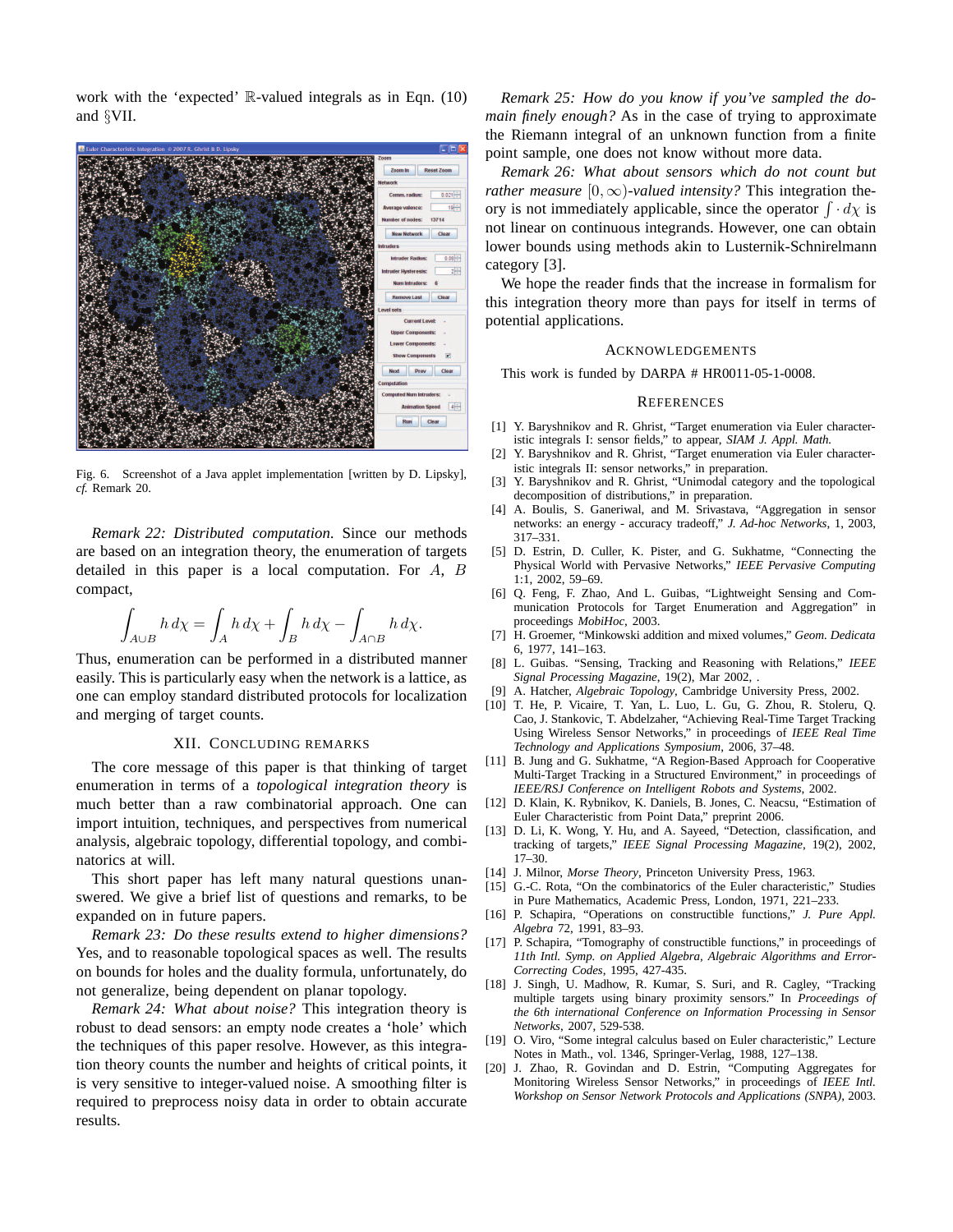work with the 'expected' $\mathbb{R}$-valued integrals as in Eqn. (10) and §VII.

Zoom
Zoom In
Reset Zoom
Network
Comm. radius:
0.021
Average valence:
10
Number of nodes:
13714
New Network
Clear
Intruders
Intruder Radius:
0.08
Intruder Hysteresis:
2
Num Intruders:
6
Remove Last
Clear
Level sets
Current Level:
Upper Components:
Lower Components:
Show Components
Next
Prev
Clear
Computation
Computed Num Intruders:
Animation Speed
4
Run
Clear

Fig. 6. Screenshot of a Java applet implementation [written by D. Lipsky], *cf.* Remark 20.

*Remark 22: Distributed computation.* Since our methods are based on an integration theory, the enumeration of targets detailed in this paper is a local computation. For $A$, $B$ compact,

$$\int_{A\cup B} h\, d\chi = \int_A h\, d\chi + \int_B h\, d\chi - \int_{A\cap B} h\, d\chi.$$

Thus, enumeration can be performed in a distributed manner easily. This is particularly easy when the network is a lattice, as one can employ standard distributed protocols for localization and merging of target counts.

## XII. Concluding Remarks

The core message of this paper is that thinking of target enumeration in terms of a *topological integration theory* is much better than a raw combinatorial approach. One can import intuition, techniques, and perspectives from numerical analysis, algebraic topology, differential topology, and combinatorics at will.

This short paper has left many natural questions unanswered. We give a brief list of questions and remarks, to be expanded on in future papers.

*Remark 23: Do these results extend to higher dimensions?* Yes, and to reasonable topological spaces as well. The results on bounds for holes and the duality formula, unfortunately, do not generalize, being dependent on planar topology.

*Remark 24: What about noise?* This integration theory is robust to dead sensors: an empty node creates a 'hole' which the techniques of this paper resolve. However, as this integration theory counts the number and heights of critical points, it is very sensitive to integer-valued noise. A smoothing filter is required to preprocess noisy data in order to obtain accurate results.

*Remark 25: How do you know if you've sampled the domain finely enough?* As in the case of trying to approximate the Riemann integral of an unknown function from a finite point sample, one does not know without more data.

*Remark 26: What about sensors which do not count but rather measure $[0,\infty)$-valued intensity?* This integration theory is not immediately applicable, since the operator $\int \cdot\, d\chi$ is not linear on continuous integrands. However, one can obtain lower bounds using methods akin to Lusternik-Schnirelmann category [3].

We hope the reader finds that the increase in formalism for this integration theory more than pays for itself in terms of potential applications.

## Acknowledgements

This work is funded by DARPA # HR0011-05-1-0008.

## References

[1] Y. Baryshnikov and R. Ghrist, "Target enumeration via Euler characteristic integrals I: sensor fields," to appear, *SIAM J. Appl. Math.*

[2] Y. Baryshnikov and R. Ghrist, "Target enumeration via Euler characteristic integrals II: sensor networks," in preparation.

[3] Y. Baryshnikov and R. Ghrist, "Unimodal category and the topological decomposition of distributions," in preparation.

[4] A. Boulis, S. Ganeriwal, and M. Srivastava, "Aggregation in sensor networks: an energy - accuracy tradeoff," *J. Ad-hoc Networks*, 1, 2003, 317–331.

[5] D. Estrin, D. Culler, K. Pister, and G. Sukhatme, "Connecting the Physical World with Pervasive Networks," *IEEE Pervasive Computing* 1:1, 2002, 59–69.

[6] Q. Feng, F. Zhao, And L. Guibas, "Lightweight Sensing and Communication Protocols for Target Enumeration and Aggregation" in proceedings *MobiHoc*, 2003.

[7] H. Groemer, "Minkowski addition and mixed volumes," *Geom. Dedicata* 6, 1977, 141–163.

[8] L. Guibas. "Sensing, Tracking and Reasoning with Relations," *IEEE Signal Processing Magazine*, 19(2), Mar 2002, .

[9] A. Hatcher, *Algebraic Topology*, Cambridge University Press, 2002.

[10] T. He, P. Vicaire, T. Yan, L. Luo, L. Gu, G. Zhou, R. Stoleru, Q. Cao, J. Stankovic, T. Abdelzaher, "Achieving Real-Time Target Tracking Using Wireless Sensor Networks," in proceedings of *IEEE Real Time Technology and Applications Symposium*, 2006, 37–48.

[11] B. Jung and G. Sukhatme, "A Region-Based Approach for Cooperative Multi-Target Tracking in a Structured Environment," in proceedings of *IEEE/RSJ Conference on Intelligent Robots and Systems*, 2002.

[12] D. Klain, K. Rybnikov, K. Daniels, B. Jones, C. Neacsu, "Estimation of Euler Characteristic from Point Data," preprint 2006.

[13] D. Li, K. Wong, Y. Hu, and A. Sayeed, "Detection, classification, and tracking of targets," *IEEE Signal Processing Magazine*, 19(2), 2002, 17–30.

[14] J. Milnor, *Morse Theory*, Princeton University Press, 1963.

[15] G.-C. Rota, "On the combinatorics of the Euler characteristic," Studies in Pure Mathematics, Academic Press, London, 1971, 221–233.

[16] P. Schapira, "Operations on constructible functions," *J. Pure Appl. Algebra* 72, 1991, 83–93.

[17] P. Schapira, "Tomography of constructible functions," in proceedings of *11th Intl. Symp. on Applied Algebra, Algebraic Algorithms and Error-Correcting Codes*, 1995, 427-435.

[18] J. Singh, U. Madhow, R. Kumar, S. Suri, and R. Cagley, "Tracking multiple targets using binary proximity sensors." In *Proceedings of the 6th international Conference on Information Processing in Sensor Networks*, 2007, 529-538.

[19] O. Viro, "Some integral calculus based on Euler characteristic," Lecture Notes in Math., vol. 1346, Springer-Verlag, 1988, 127–138.

[20] J. Zhao, R. Govindan and D. Estrin, "Computing Aggregates for Monitoring Wireless Sensor Networks," in proceedings of *IEEE Intl. Workshop on Sensor Network Protocols and Applications (SNPA)*, 2003.